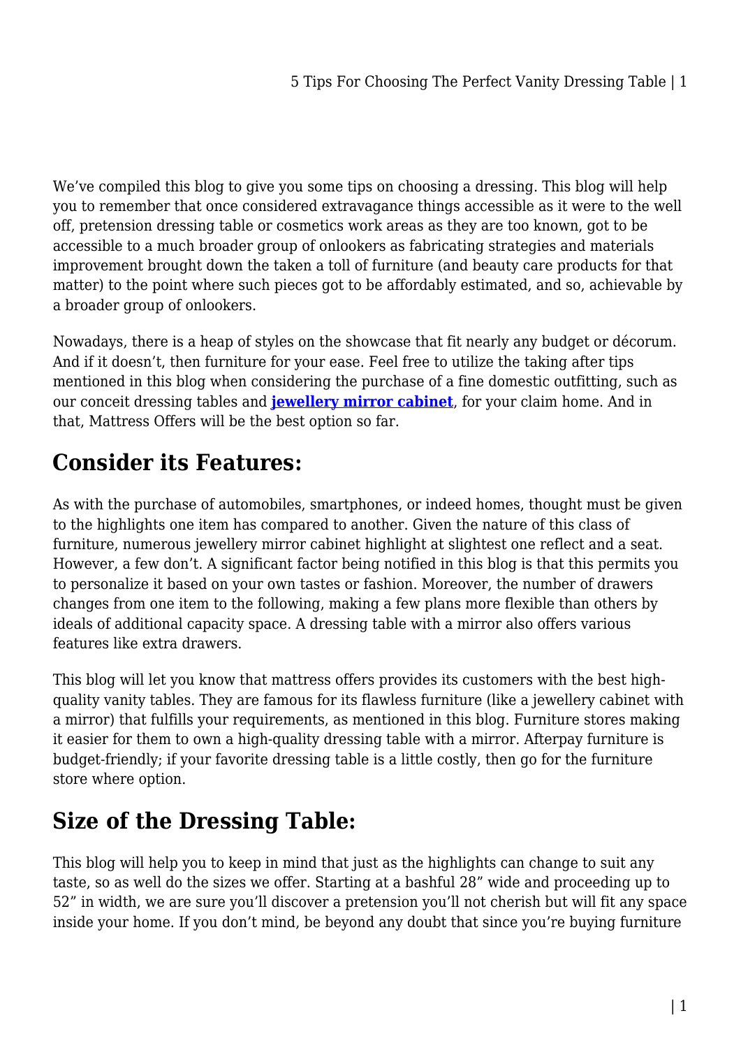We've compiled this blog to give you some tips on choosing a dressing. This blog will help you to remember that once considered extravagance things accessible as it were to the well off, pretension dressing table or cosmetics work areas as they are too known, got to be accessible to a much broader group of onlookers as fabricating strategies and materials improvement brought down the taken a toll of furniture (and beauty care products for that matter) to the point where such pieces got to be affordably estimated, and so, achievable by a broader group of onlookers.

Nowadays, there is a heap of styles on the showcase that fit nearly any budget or décorum. And if it doesn't, then furniture for your ease. Feel free to utilize the taking after tips mentioned in this blog when considering the purchase of a fine domestic outfitting, such as our conceit dressing tables and **jewellery mirror cabinet**, for your claim home. And in that, Mattress Offers will be the best option so far.

## Consider its Features:

As with the purchase of automobiles, smartphones, or indeed homes, thought must be given to the highlights one item has compared to another. Given the nature of this class of furniture, numerous jewellery mirror cabinet highlight at slightest one reflect and a seat. However, a few don't. A significant factor being notified in this blog is that this permits you to personalize it based on your own tastes or fashion. Moreover, the number of drawers changes from one item to the following, making a few plans more flexible than others by ideals of additional capacity space. A dressing table with a mirror also offers various features like extra drawers.

This blog will let you know that mattress offers provides its customers with the best high-quality vanity tables. They are famous for its flawless furniture (like a jewellery cabinet with a mirror) that fulfills your requirements, as mentioned in this blog. Furniture stores making it easier for them to own a high-quality dressing table with a mirror. Afterpay furniture is budget-friendly; if your favorite dressing table is a little costly, then go for the furniture store where option.

## Size of the Dressing Table:

This blog will help you to keep in mind that just as the highlights can change to suit any taste, so as well do the sizes we offer. Starting at a bashful 28" wide and proceeding up to 52" in width, we are sure you'll discover a pretension you'll not cherish but will fit any space inside your home. If you don't mind, be beyond any doubt that since you're buying furniture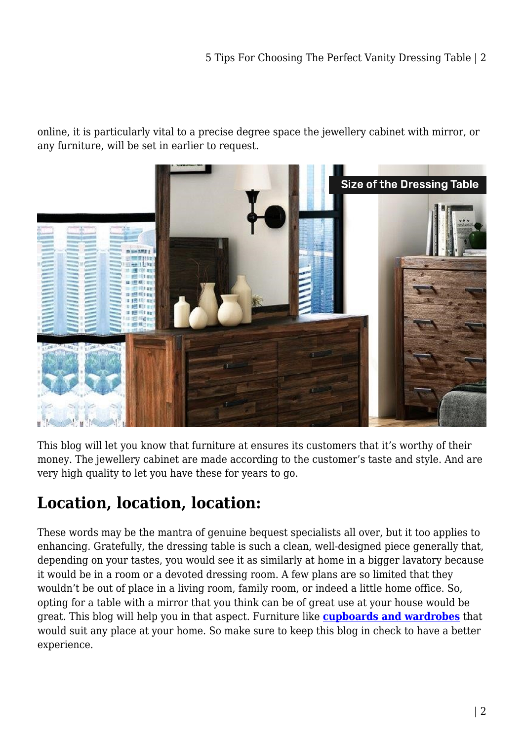online, it is particularly vital to a precise degree space the jewellery cabinet with mirror, or any furniture, will be set in earlier to request.

This blog will let you know that furniture at ensures its customers that it's worthy of their money. The jewellery cabinet are made according to the customer's taste and style. And are very high quality to let you have these for years to go.

## Location, location, location:

These words may be the mantra of genuine bequest specialists all over, but it too applies to enhancing. Gratefully, the dressing table is such a clean, well-designed piece generally that, depending on your tastes, you would see it as similarly at home in a bigger lavatory because it would be in a room or a devoted dressing room. A few plans are so limited that they wouldn't be out of place in a living room, family room, or indeed a little home office. So, opting for a table with a mirror that you think can be of great use at your house would be great. This blog will help you in that aspect. Furniture like **cupboards and wardrobes** that would suit any place at your home. So make sure to keep this blog in check to have a better experience.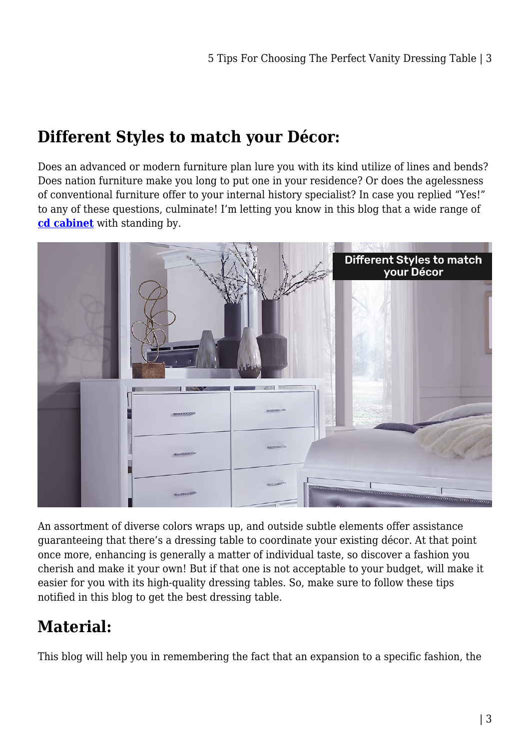## Different Styles to match your Décor:

Does an advanced or modern furniture plan lure you with its kind utilize of lines and bends? Does nation furniture make you long to put one in your residence? Or does the agelessness of conventional furniture offer to your internal history specialist? In case you replied "Yes!" to any of these questions, culminate! I'm letting you know in this blog that a wide range of **cd cabinet** with standing by.

An assortment of diverse colors wraps up, and outside subtle elements offer assistance guaranteeing that there's a dressing table to coordinate your existing décor. At that point once more, enhancing is generally a matter of individual taste, so discover a fashion you cherish and make it your own! But if that one is not acceptable to your budget, will make it easier for you with its high-quality dressing tables. So, make sure to follow these tips notified in this blog to get the best dressing table.

## Material:

This blog will help you in remembering the fact that an expansion to a specific fashion, the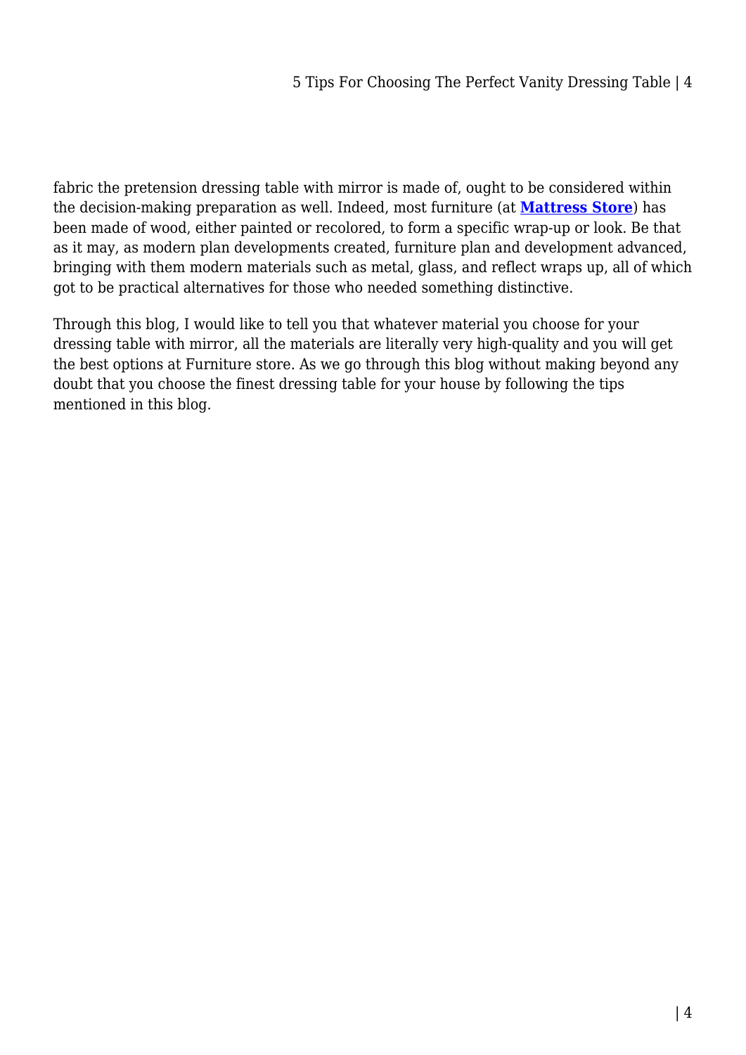fabric the pretension dressing table with mirror is made of, ought to be considered within the decision-making preparation as well. Indeed, most furniture (at **Mattress Store**) has been made of wood, either painted or recolored, to form a specific wrap-up or look. Be that as it may, as modern plan developments created, furniture plan and development advanced, bringing with them modern materials such as metal, glass, and reflect wraps up, all of which got to be practical alternatives for those who needed something distinctive.

Through this blog, I would like to tell you that whatever material you choose for your dressing table with mirror, all the materials are literally very high-quality and you will get the best options at Furniture store. As we go through this blog without making beyond any doubt that you choose the finest dressing table for your house by following the tips mentioned in this blog.